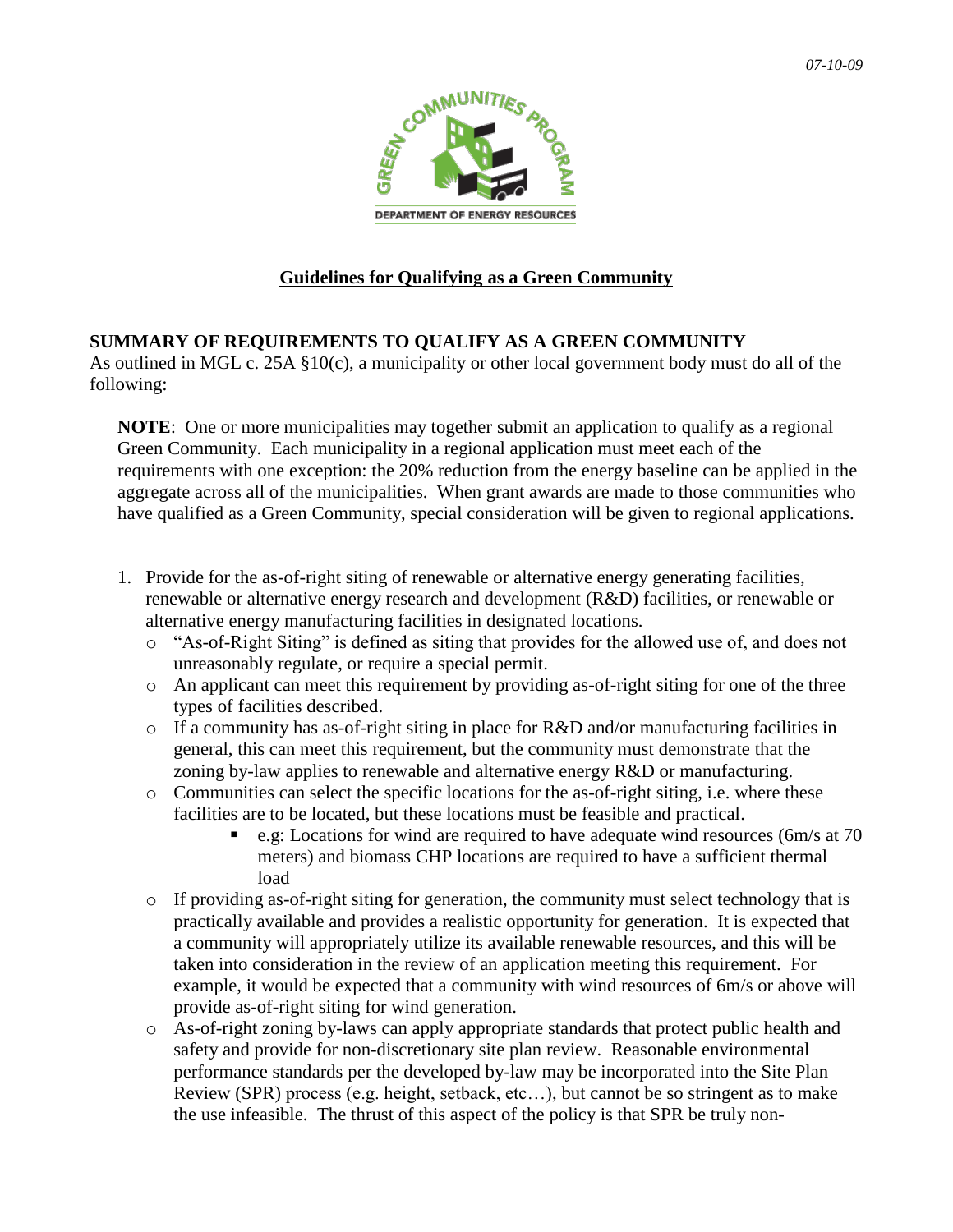*07-10-09*

# Guidelines for Qualifying as a Green Community

## SUMMARY OF REQUIREMENTS TO QUALIFY AS A GREEN COMMUNITY

As outlined in MGL c. 25A §10(c), a municipality or other local government body must do all of the following:

> **NOTE**: One or more municipalities may together submit an application to qualify as a regional Green Community. Each municipality in a regional application must meet each of the requirements with one exception: the 20% reduction from the energy baseline can be applied in the aggregate across all of the municipalities. When grant awards are made to those communities who have qualified as a Green Community, special consideration will be given to regional applications.

1. Provide for the as-of-right siting of renewable or alternative energy generating facilities, renewable or alternative energy research and development (R&D) facilities, or renewable or alternative energy manufacturing facilities in designated locations.
   - "As-of-Right Siting" is defined as siting that provides for the allowed use of, and does not unreasonably regulate, or require a special permit.
   - An applicant can meet this requirement by providing as-of-right siting for one of the three types of facilities described.
   - If a community has as-of-right siting in place for R&D and/or manufacturing facilities in general, this can meet this requirement, but the community must demonstrate that the zoning by-law applies to renewable and alternative energy R&D or manufacturing.
   - Communities can select the specific locations for the as-of-right siting, i.e. where these facilities are to be located, but these locations must be feasible and practical.
     - e.g: Locations for wind are required to have adequate wind resources (6m/s at 70 meters) and biomass CHP locations are required to have a sufficient thermal load
   - If providing as-of-right siting for generation, the community must select technology that is practically available and provides a realistic opportunity for generation. It is expected that a community will appropriately utilize its available renewable resources, and this will be taken into consideration in the review of an application meeting this requirement. For example, it would be expected that a community with wind resources of 6m/s or above will provide as-of-right siting for wind generation.
   - As-of-right zoning by-laws can apply appropriate standards that protect public health and safety and provide for non-discretionary site plan review. Reasonable environmental performance standards per the developed by-law may be incorporated into the Site Plan Review (SPR) process (e.g. height, setback, etc…), but cannot be so stringent as to make the use infeasible. The thrust of this aspect of the policy is that SPR be truly non-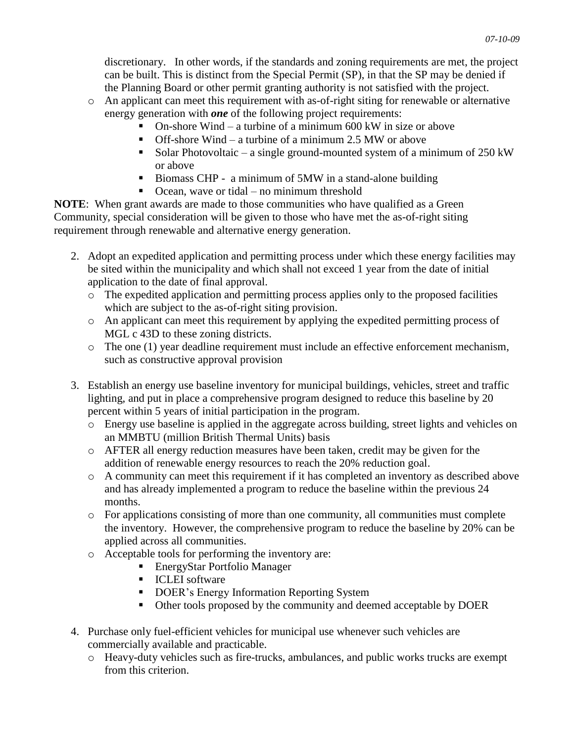discretionary. In other words, if the standards and zoning requirements are met, the project can be built. This is distinct from the Special Permit (SP), in that the SP may be denied if the Planning Board or other permit granting authority is not satisfied with the project.

- An applicant can meet this requirement with as-of-right siting for renewable or alternative energy generation with ***one*** of the following project requirements:
  - On-shore Wind – a turbine of a minimum 600 kW in size or above
  - Off-shore Wind – a turbine of a minimum 2.5 MW or above
  - Solar Photovoltaic – a single ground-mounted system of a minimum of 250 kW or above
  - Biomass CHP - a minimum of 5MW in a stand-alone building
  - Ocean, wave or tidal – no minimum threshold

**NOTE**: When grant awards are made to those communities who have qualified as a Green Community, special consideration will be given to those who have met the as-of-right siting requirement through renewable and alternative energy generation.

2. Adopt an expedited application and permitting process under which these energy facilities may be sited within the municipality and which shall not exceed 1 year from the date of initial application to the date of final approval.
   - The expedited application and permitting process applies only to the proposed facilities which are subject to the as-of-right siting provision.
   - An applicant can meet this requirement by applying the expedited permitting process of MGL c 43D to these zoning districts.
   - The one (1) year deadline requirement must include an effective enforcement mechanism, such as constructive approval provision

3. Establish an energy use baseline inventory for municipal buildings, vehicles, street and traffic lighting, and put in place a comprehensive program designed to reduce this baseline by 20 percent within 5 years of initial participation in the program.
   - Energy use baseline is applied in the aggregate across building, street lights and vehicles on an MMBTU (million British Thermal Units) basis
   - AFTER all energy reduction measures have been taken, credit may be given for the addition of renewable energy resources to reach the 20% reduction goal.
   - A community can meet this requirement if it has completed an inventory as described above and has already implemented a program to reduce the baseline within the previous 24 months.
   - For applications consisting of more than one community, all communities must complete the inventory. However, the comprehensive program to reduce the baseline by 20% can be applied across all communities.
   - Acceptable tools for performing the inventory are:
     - EnergyStar Portfolio Manager
     - ICLEI software
     - DOER's Energy Information Reporting System
     - Other tools proposed by the community and deemed acceptable by DOER

4. Purchase only fuel-efficient vehicles for municipal use whenever such vehicles are commercially available and practicable.
   - Heavy-duty vehicles such as fire-trucks, ambulances, and public works trucks are exempt from this criterion.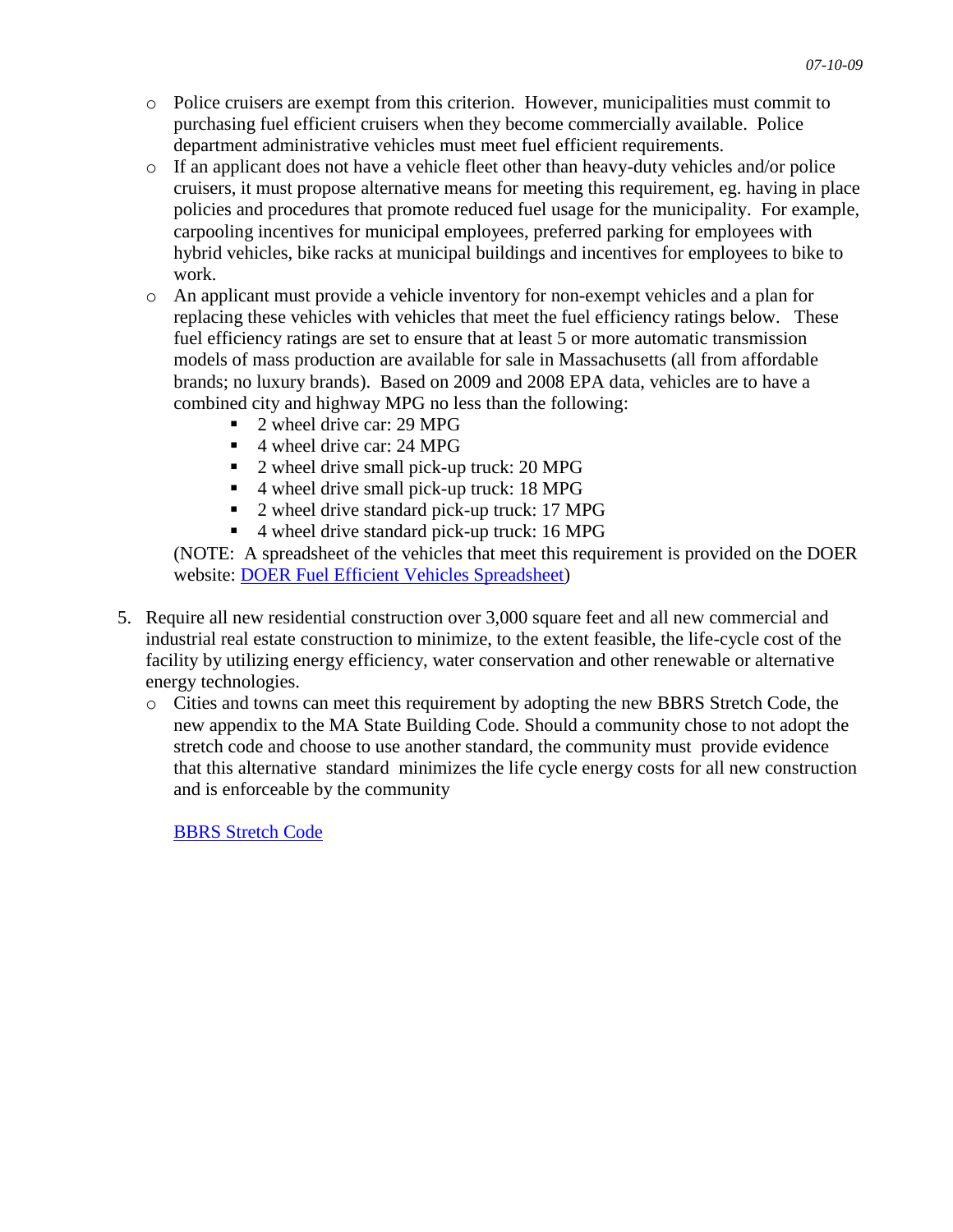- Police cruisers are exempt from this criterion. However, municipalities must commit to purchasing fuel efficient cruisers when they become commercially available. Police department administrative vehicles must meet fuel efficient requirements.
- If an applicant does not have a vehicle fleet other than heavy-duty vehicles and/or police cruisers, it must propose alternative means for meeting this requirement, eg. having in place policies and procedures that promote reduced fuel usage for the municipality. For example, carpooling incentives for municipal employees, preferred parking for employees with hybrid vehicles, bike racks at municipal buildings and incentives for employees to bike to work.
- An applicant must provide a vehicle inventory for non-exempt vehicles and a plan for replacing these vehicles with vehicles that meet the fuel efficiency ratings below. These fuel efficiency ratings are set to ensure that at least 5 or more automatic transmission models of mass production are available for sale in Massachusetts (all from affordable brands; no luxury brands). Based on 2009 and 2008 EPA data, vehicles are to have a combined city and highway MPG no less than the following:
    - 2 wheel drive car: 29 MPG
    - 4 wheel drive car: 24 MPG
    - 2 wheel drive small pick-up truck: 20 MPG
    - 4 wheel drive small pick-up truck: 18 MPG
    - 2 wheel drive standard pick-up truck: 17 MPG
    - 4 wheel drive standard pick-up truck: 16 MPG

  (NOTE: A spreadsheet of the vehicles that meet this requirement is provided on the DOER website: DOER Fuel Efficient Vehicles Spreadsheet)

5. Require all new residential construction over 3,000 square feet and all new commercial and industrial real estate construction to minimize, to the extent feasible, the life-cycle cost of the facility by utilizing energy efficiency, water conservation and other renewable or alternative energy technologies.
    - Cities and towns can meet this requirement by adopting the new BBRS Stretch Code, the new appendix to the MA State Building Code. Should a community chose to not adopt the stretch code and choose to use another standard, the community must provide evidence that this alternative standard minimizes the life cycle energy costs for all new construction and is enforceable by the community

      BBRS Stretch Code